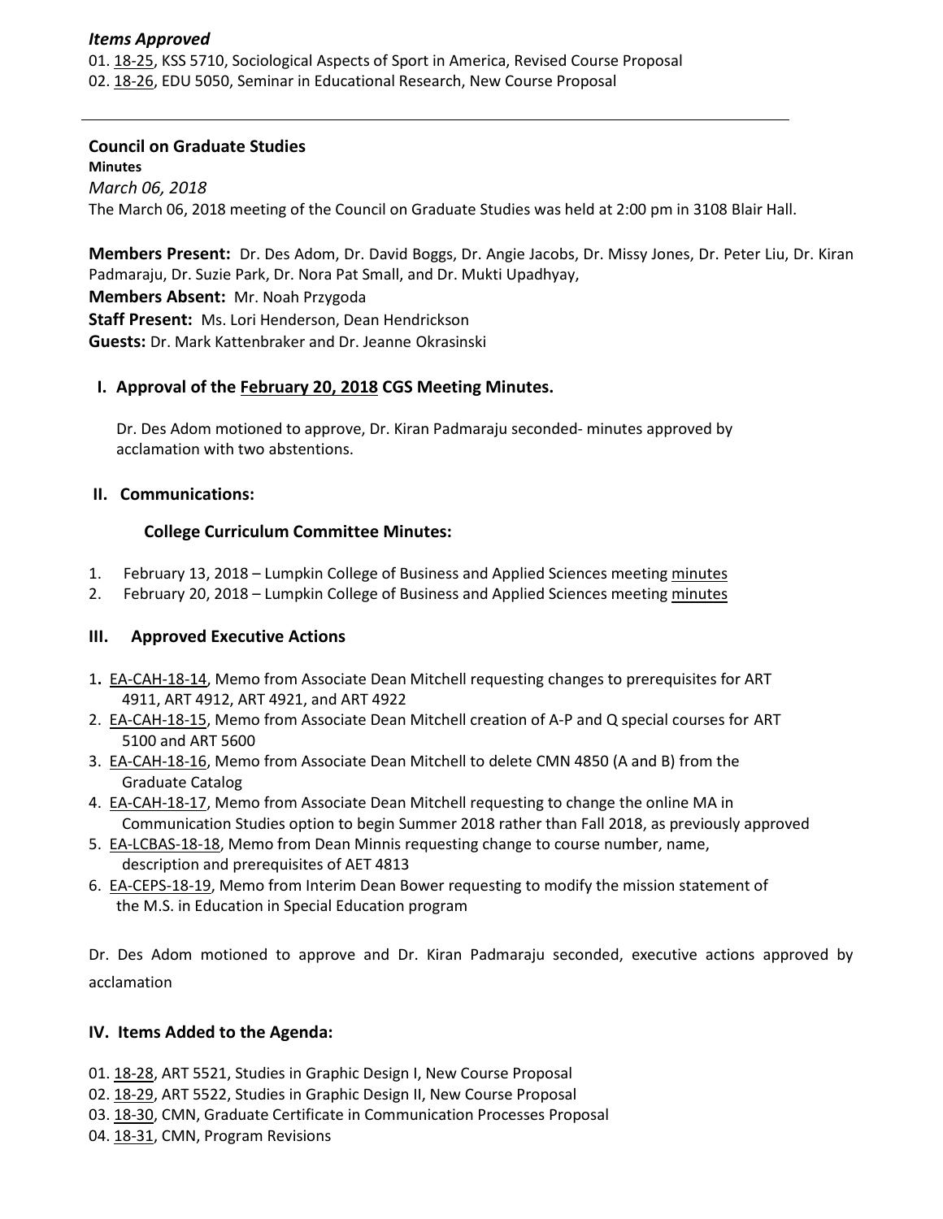***Items Approved***

01. 18-25, KSS 5710, Sociological Aspects of Sport in America, Revised Course Proposal
02. 18-26, EDU 5050, Seminar in Educational Research, New Course Proposal

---

**Council on Graduate Studies**

**Minutes**

*March 06, 2018*

The March 06, 2018 meeting of the Council on Graduate Studies was held at 2:00 pm in 3108 Blair Hall.

**Members Present:** Dr. Des Adom, Dr. David Boggs, Dr. Angie Jacobs, Dr. Missy Jones, Dr. Peter Liu, Dr. Kiran Padmaraju, Dr. Suzie Park, Dr. Nora Pat Small, and Dr. Mukti Upadhyay,

**Members Absent:** Mr. Noah Przygoda

**Staff Present:** Ms. Lori Henderson, Dean Hendrickson

**Guests:** Dr. Mark Kattenbraker and Dr. Jeanne Okrasinski

## I. Approval of the February 20, 2018 CGS Meeting Minutes.

Dr. Des Adom motioned to approve, Dr. Kiran Padmaraju seconded- minutes approved by acclamation with two abstentions.

## II. Communications:

### College Curriculum Committee Minutes:

1. February 13, 2018 – Lumpkin College of Business and Applied Sciences meeting minutes
2. February 20, 2018 – Lumpkin College of Business and Applied Sciences meeting minutes

## III. Approved Executive Actions

1. EA-CAH-18-14, Memo from Associate Dean Mitchell requesting changes to prerequisites for ART 4911, ART 4912, ART 4921, and ART 4922
2. EA-CAH-18-15, Memo from Associate Dean Mitchell creation of A-P and Q special courses for ART 5100 and ART 5600
3. EA-CAH-18-16, Memo from Associate Dean Mitchell to delete CMN 4850 (A and B) from the Graduate Catalog
4. EA-CAH-18-17, Memo from Associate Dean Mitchell requesting to change the online MA in Communication Studies option to begin Summer 2018 rather than Fall 2018, as previously approved
5. EA-LCBAS-18-18, Memo from Dean Minnis requesting change to course number, name, description and prerequisites of AET 4813
6. EA-CEPS-18-19, Memo from Interim Dean Bower requesting to modify the mission statement of the M.S. in Education in Special Education program

Dr. Des Adom motioned to approve and Dr. Kiran Padmaraju seconded, executive actions approved by acclamation

## IV. Items Added to the Agenda:

01. 18-28, ART 5521, Studies in Graphic Design I, New Course Proposal
02. 18-29, ART 5522, Studies in Graphic Design II, New Course Proposal
03. 18-30, CMN, Graduate Certificate in Communication Processes Proposal
04. 18-31, CMN, Program Revisions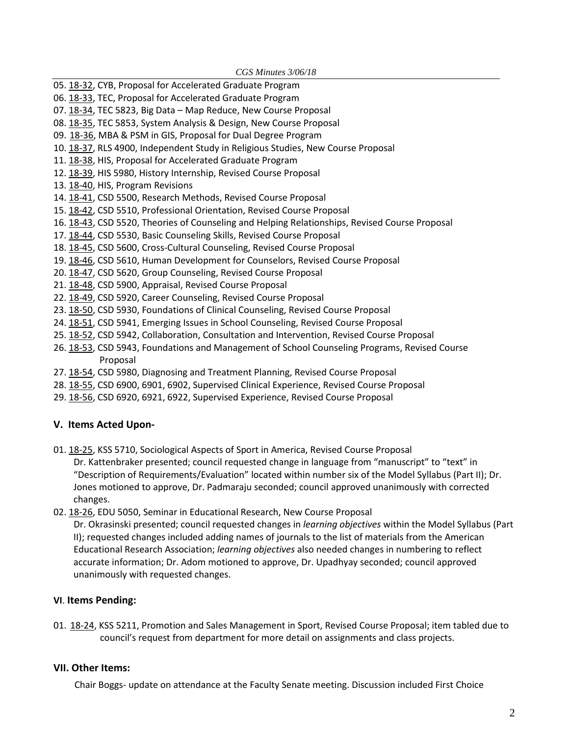05. 18-32, CYB, Proposal for Accelerated Graduate Program
06. 18-33, TEC, Proposal for Accelerated Graduate Program
07. 18-34, TEC 5823, Big Data – Map Reduce, New Course Proposal
08. 18-35, TEC 5853, System Analysis & Design, New Course Proposal
09. 18-36, MBA & PSM in GIS, Proposal for Dual Degree Program
10. 18-37, RLS 4900, Independent Study in Religious Studies, New Course Proposal
11. 18-38, HIS, Proposal for Accelerated Graduate Program
12. 18-39, HIS 5980, History Internship, Revised Course Proposal
13. 18-40, HIS, Program Revisions
14. 18-41, CSD 5500, Research Methods, Revised Course Proposal
15. 18-42, CSD 5510, Professional Orientation, Revised Course Proposal
16. 18-43, CSD 5520, Theories of Counseling and Helping Relationships, Revised Course Proposal
17. 18-44, CSD 5530, Basic Counseling Skills, Revised Course Proposal
18. 18-45, CSD 5600, Cross-Cultural Counseling, Revised Course Proposal
19. 18-46, CSD 5610, Human Development for Counselors, Revised Course Proposal
20. 18-47, CSD 5620, Group Counseling, Revised Course Proposal
21. 18-48, CSD 5900, Appraisal, Revised Course Proposal
22. 18-49, CSD 5920, Career Counseling, Revised Course Proposal
23. 18-50, CSD 5930, Foundations of Clinical Counseling, Revised Course Proposal
24. 18-51, CSD 5941, Emerging Issues in School Counseling, Revised Course Proposal
25. 18-52, CSD 5942, Collaboration, Consultation and Intervention, Revised Course Proposal
26. 18-53, CSD 5943, Foundations and Management of School Counseling Programs, Revised Course Proposal
27. 18-54, CSD 5980, Diagnosing and Treatment Planning, Revised Course Proposal
28. 18-55, CSD 6900, 6901, 6902, Supervised Clinical Experience, Revised Course Proposal
29. 18-56, CSD 6920, 6921, 6922, Supervised Experience, Revised Course Proposal

## V. Items Acted Upon-

01. 18-25, KSS 5710, Sociological Aspects of Sport in America, Revised Course Proposal
    Dr. Kattenbraker presented; council requested change in language from "manuscript" to "text" in "Description of Requirements/Evaluation" located within number six of the Model Syllabus (Part II); Dr. Jones motioned to approve, Dr. Padmaraju seconded; council approved unanimously with corrected changes.
02. 18-26, EDU 5050, Seminar in Educational Research, New Course Proposal
    Dr. Okrasinski presented; council requested changes in *learning objectives* within the Model Syllabus (Part II); requested changes included adding names of journals to the list of materials from the American Educational Research Association; *learning objectives* also needed changes in numbering to reflect accurate information; Dr. Adom motioned to approve, Dr. Upadhyay seconded; council approved unanimously with requested changes.

## VI. Items Pending:

01. 18-24, KSS 5211, Promotion and Sales Management in Sport, Revised Course Proposal; item tabled due to council's request from department for more detail on assignments and class projects.

## VII. Other Items:

Chair Boggs- update on attendance at the Faculty Senate meeting. Discussion included First Choice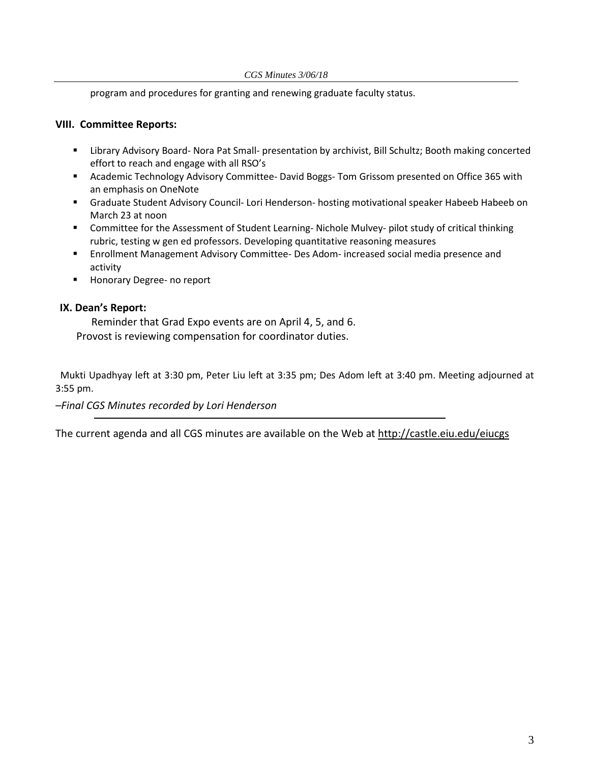program and procedures for granting and renewing graduate faculty status.

## VIII. Committee Reports:

- Library Advisory Board- Nora Pat Small- presentation by archivist, Bill Schultz; Booth making concerted effort to reach and engage with all RSO's
- Academic Technology Advisory Committee- David Boggs- Tom Grissom presented on Office 365 with an emphasis on OneNote
- Graduate Student Advisory Council- Lori Henderson- hosting motivational speaker Habeeb Habeeb on March 23 at noon
- Committee for the Assessment of Student Learning- Nichole Mulvey- pilot study of critical thinking rubric, testing w gen ed professors. Developing quantitative reasoning measures
- Enrollment Management Advisory Committee- Des Adom- increased social media presence and activity
- Honorary Degree- no report

## IX. Dean's Report:

Reminder that Grad Expo events are on April 4, 5, and 6.

Provost is reviewing compensation for coordinator duties.

Mukti Upadhyay left at 3:30 pm, Peter Liu left at 3:35 pm; Des Adom left at 3:40 pm. Meeting adjourned at 3:55 pm.

*–Final CGS Minutes recorded by Lori Henderson*

---

The current agenda and all CGS minutes are available on the Web at http://castle.eiu.edu/eiucgs